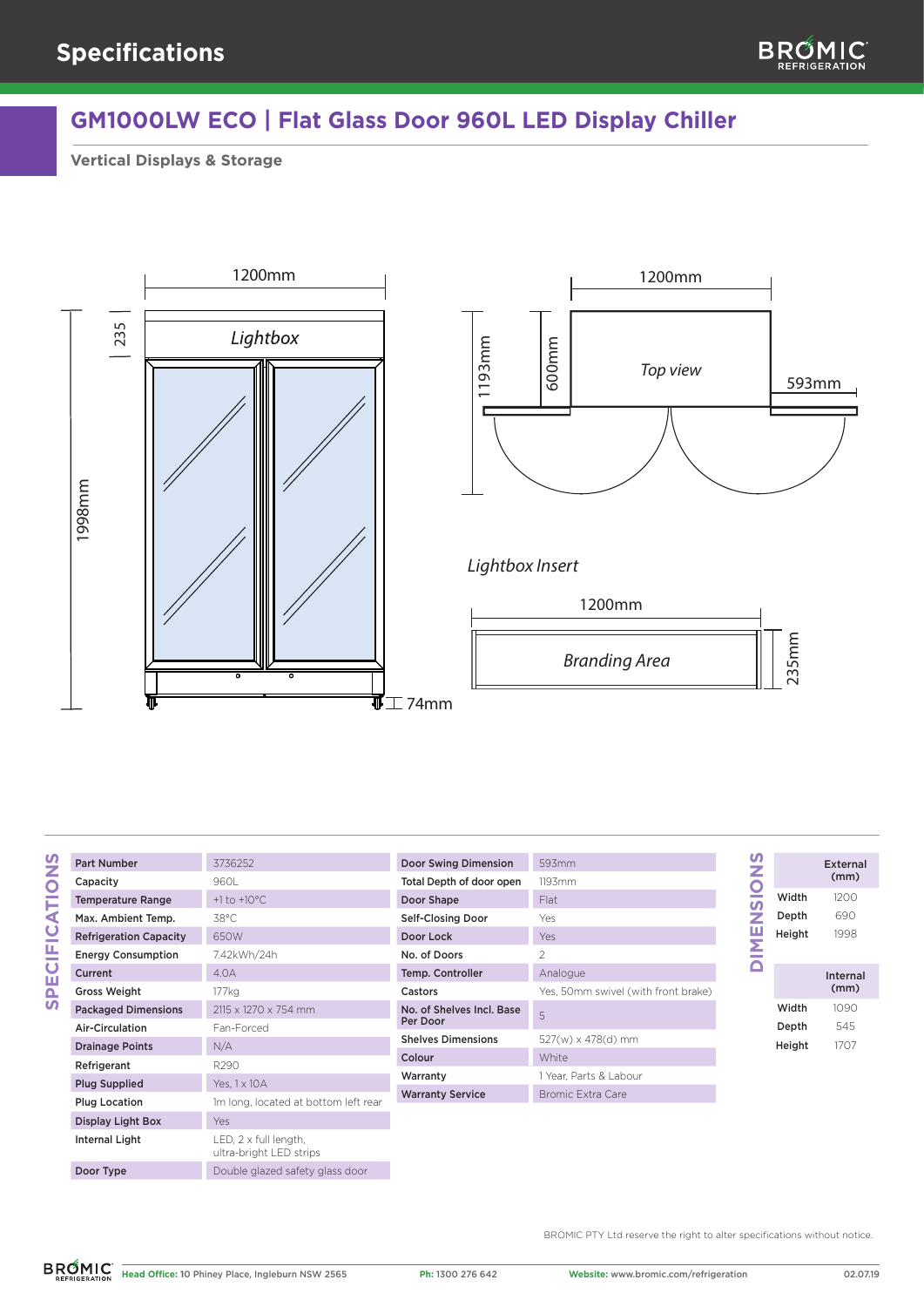# Specifications

## GM1000LW ECO | Flat Glass Door 960L LED Display Chiller

**Vertical Displays & Storage**

1200mm

235

Lightbox

1998mm

74mm

1200mm

1193mm

600mm

Top view

593mm

Lightbox Insert

1200mm

Branding Area

235mm

### SPECIFICATIONS

| Part Number | 3736252 |
|---|---|
| Capacity | 960L |
| Temperature Range | +1 to +10°C |
| Max. Ambient Temp. | 38°C |
| Refrigeration Capacity | 650W |
| Energy Consumption | 7.42kWh/24h |
| Current | 4.0A |
| Gross Weight | 177kg |
| Packaged Dimensions | 2115 x 1270 x 754 mm |
| Air-Circulation | Fan-Forced |
| Drainage Points | N/A |
| Refrigerant | R290 |
| Plug Supplied | Yes, 1 x 10A |
| Plug Location | 1m long, located at bottom left rear |
| Display Light Box | Yes |
| Internal Light | LED, 2 x full length, ultra-bright LED strips |
| Door Type | Double glazed safety glass door |

| Door Swing Dimension | 593mm |
|---|---|
| Total Depth of door open | 1193mm |
| Door Shape | Flat |
| Self-Closing Door | Yes |
| Door Lock | Yes |
| No. of Doors | 2 |
| Temp. Controller | Analogue |
| Castors | Yes, 50mm swivel (with front brake) |
| No. of Shelves Incl. Base Per Door | 5 |
| Shelves Dimensions | 527(w) x 478(d) mm |
| Colour | White |
| Warranty | 1 Year, Parts & Labour |
| Warranty Service | Bromic Extra Care |

### DIMENSIONS

| | External (mm) |
|---|---|
| Width | 1200 |
| Depth | 690 |
| Height | 1998 |

| | Internal (mm) |
|---|---|
| Width | 1090 |
| Depth | 545 |
| Height | 1707 |

BROMIC PTY Ltd reserve the right to alter specifications without notice.

**Head Office:** 10 Phiney Place, Ingleburn NSW 2565 **Ph:** 1300 276 642 **Website:** www.bromic.com/refrigeration 02.07.19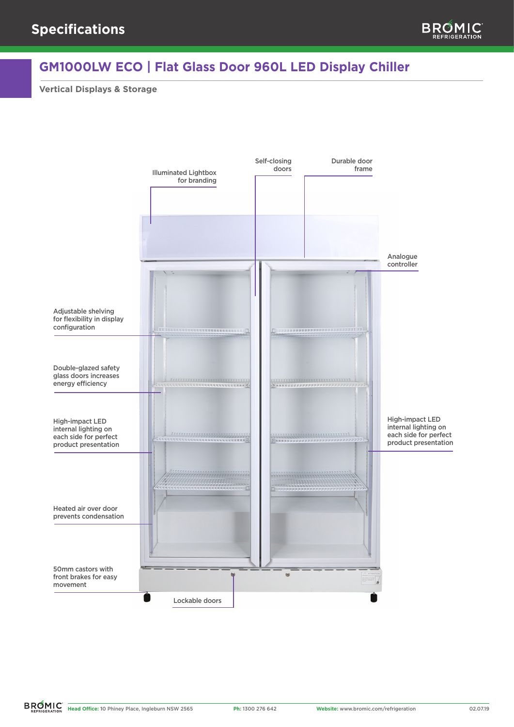# Specifications

## GM1000LW ECO | Flat Glass Door 960L LED Display Chiller

### Vertical Displays & Storage

Illuminated Lightbox for branding

Self-closing doors

Durable door frame

Analogue controller

Adjustable shelving for flexibility in display configuration

Double-glazed safety glass doors increases energy efficiency

High-impact LED internal lighting on each side for perfect product presentation

High-impact LED internal lighting on each side for perfect product presentation

Heated air over door prevents condensation

50mm castors with front brakes for easy movement

Lockable doors

**Head Office:** 10 Phiney Place, Ingleburn NSW 2565 **Ph:** 1300 276 642 **Website:** www.bromic.com/refrigeration 02.07.19